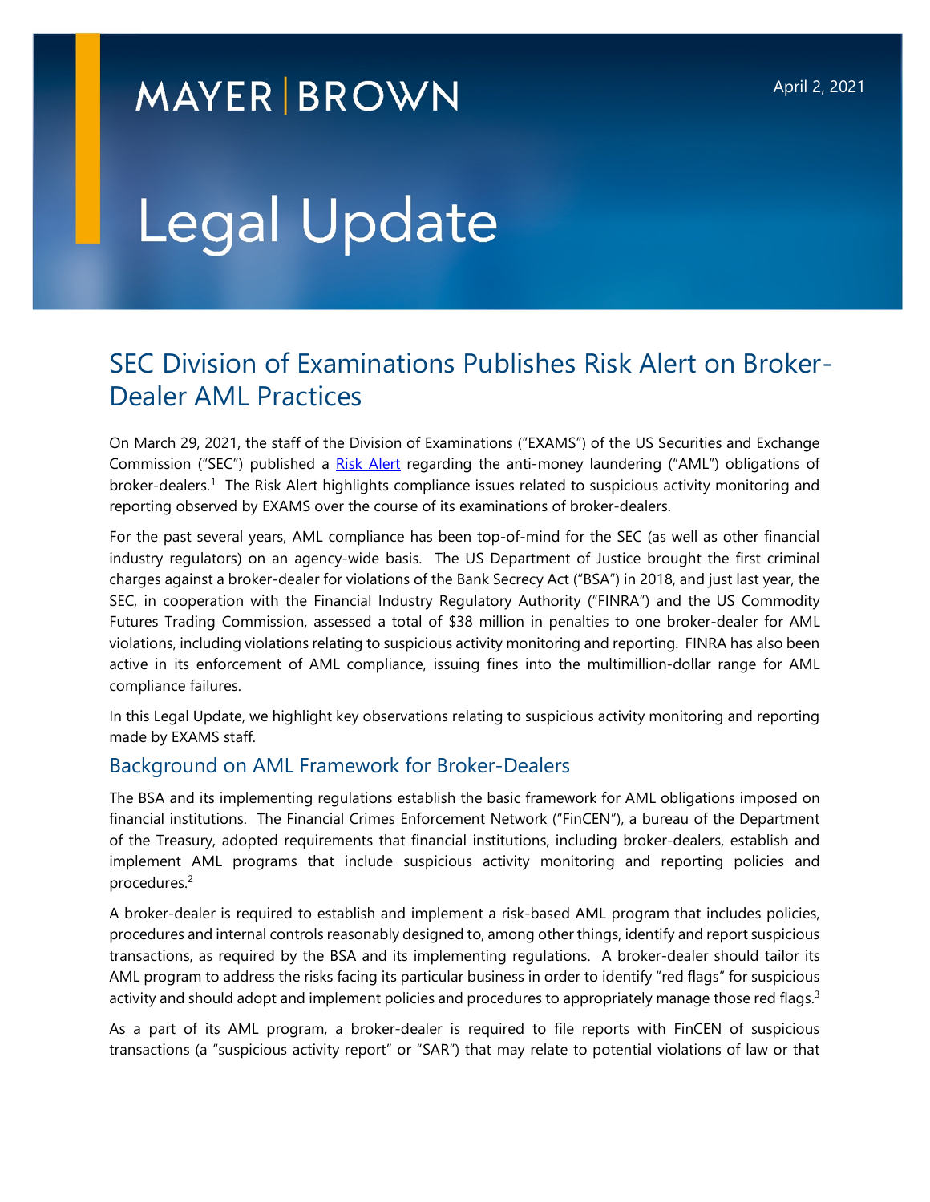MAYER | BROWN

April 2, 2021

# Legal Update

## SEC Division of Examinations Publishes Risk Alert on Broker-Dealer AML Practices

On March 29, 2021, the staff of the Division of Examinations ("EXAMS") of the US Securities and Exchange Commission ("SEC") published a Risk Alert regarding the anti-money laundering ("AML") obligations of broker-dealers.[1] The Risk Alert highlights compliance issues related to suspicious activity monitoring and reporting observed by EXAMS over the course of its examinations of broker-dealers.

For the past several years, AML compliance has been top-of-mind for the SEC (as well as other financial industry regulators) on an agency-wide basis. The US Department of Justice brought the first criminal charges against a broker-dealer for violations of the Bank Secrecy Act ("BSA") in 2018, and just last year, the SEC, in cooperation with the Financial Industry Regulatory Authority ("FINRA") and the US Commodity Futures Trading Commission, assessed a total of $38 million in penalties to one broker-dealer for AML violations, including violations relating to suspicious activity monitoring and reporting. FINRA has also been active in its enforcement of AML compliance, issuing fines into the multimillion-dollar range for AML compliance failures.

In this Legal Update, we highlight key observations relating to suspicious activity monitoring and reporting made by EXAMS staff.

### Background on AML Framework for Broker-Dealers

The BSA and its implementing regulations establish the basic framework for AML obligations imposed on financial institutions. The Financial Crimes Enforcement Network ("FinCEN"), a bureau of the Department of the Treasury, adopted requirements that financial institutions, including broker-dealers, establish and implement AML programs that include suspicious activity monitoring and reporting policies and procedures.[2]

A broker-dealer is required to establish and implement a risk-based AML program that includes policies, procedures and internal controls reasonably designed to, among other things, identify and report suspicious transactions, as required by the BSA and its implementing regulations. A broker-dealer should tailor its AML program to address the risks facing its particular business in order to identify "red flags" for suspicious activity and should adopt and implement policies and procedures to appropriately manage those red flags.[3]

As a part of its AML program, a broker-dealer is required to file reports with FinCEN of suspicious transactions (a "suspicious activity report" or "SAR") that may relate to potential violations of law or that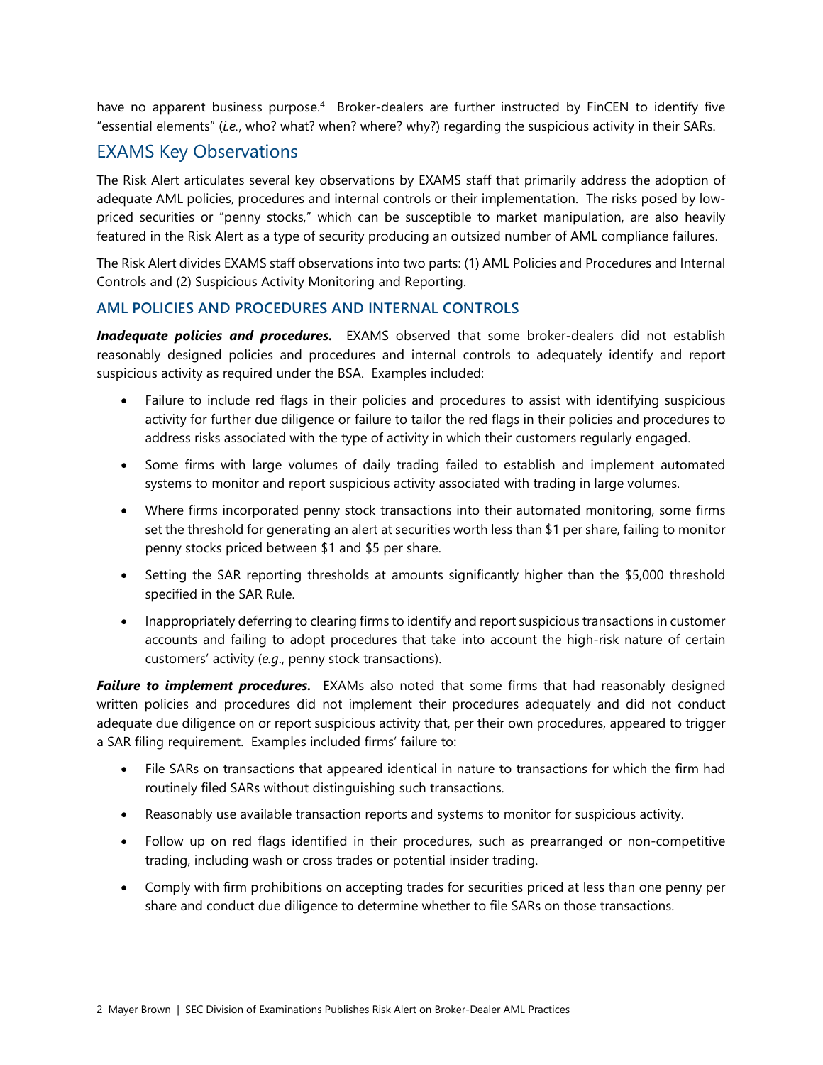have no apparent business purpose.[4] Broker-dealers are further instructed by FinCEN to identify five "essential elements" (*i.e.*, who? what? when? where? why?) regarding the suspicious activity in their SARs.

## EXAMS Key Observations

The Risk Alert articulates several key observations by EXAMS staff that primarily address the adoption of adequate AML policies, procedures and internal controls or their implementation. The risks posed by low-priced securities or "penny stocks," which can be susceptible to market manipulation, are also heavily featured in the Risk Alert as a type of security producing an outsized number of AML compliance failures.

The Risk Alert divides EXAMS staff observations into two parts: (1) AML Policies and Procedures and Internal Controls and (2) Suspicious Activity Monitoring and Reporting.

### AML POLICIES AND PROCEDURES AND INTERNAL CONTROLS

***Inadequate policies and procedures.*** EXAMS observed that some broker-dealers did not establish reasonably designed policies and procedures and internal controls to adequately identify and report suspicious activity as required under the BSA. Examples included:

- Failure to include red flags in their policies and procedures to assist with identifying suspicious activity for further due diligence or failure to tailor the red flags in their policies and procedures to address risks associated with the type of activity in which their customers regularly engaged.
- Some firms with large volumes of daily trading failed to establish and implement automated systems to monitor and report suspicious activity associated with trading in large volumes.
- Where firms incorporated penny stock transactions into their automated monitoring, some firms set the threshold for generating an alert at securities worth less than $1 per share, failing to monitor penny stocks priced between $1 and $5 per share.
- Setting the SAR reporting thresholds at amounts significantly higher than the $5,000 threshold specified in the SAR Rule.
- Inappropriately deferring to clearing firms to identify and report suspicious transactions in customer accounts and failing to adopt procedures that take into account the high-risk nature of certain customers' activity (*e.g.*, penny stock transactions).

***Failure to implement procedures.*** EXAMs also noted that some firms that had reasonably designed written policies and procedures did not implement their procedures adequately and did not conduct adequate due diligence on or report suspicious activity that, per their own procedures, appeared to trigger a SAR filing requirement. Examples included firms' failure to:

- File SARs on transactions that appeared identical in nature to transactions for which the firm had routinely filed SARs without distinguishing such transactions.
- Reasonably use available transaction reports and systems to monitor for suspicious activity.
- Follow up on red flags identified in their procedures, such as prearranged or non-competitive trading, including wash or cross trades or potential insider trading.
- Comply with firm prohibitions on accepting trades for securities priced at less than one penny per share and conduct due diligence to determine whether to file SARs on those transactions.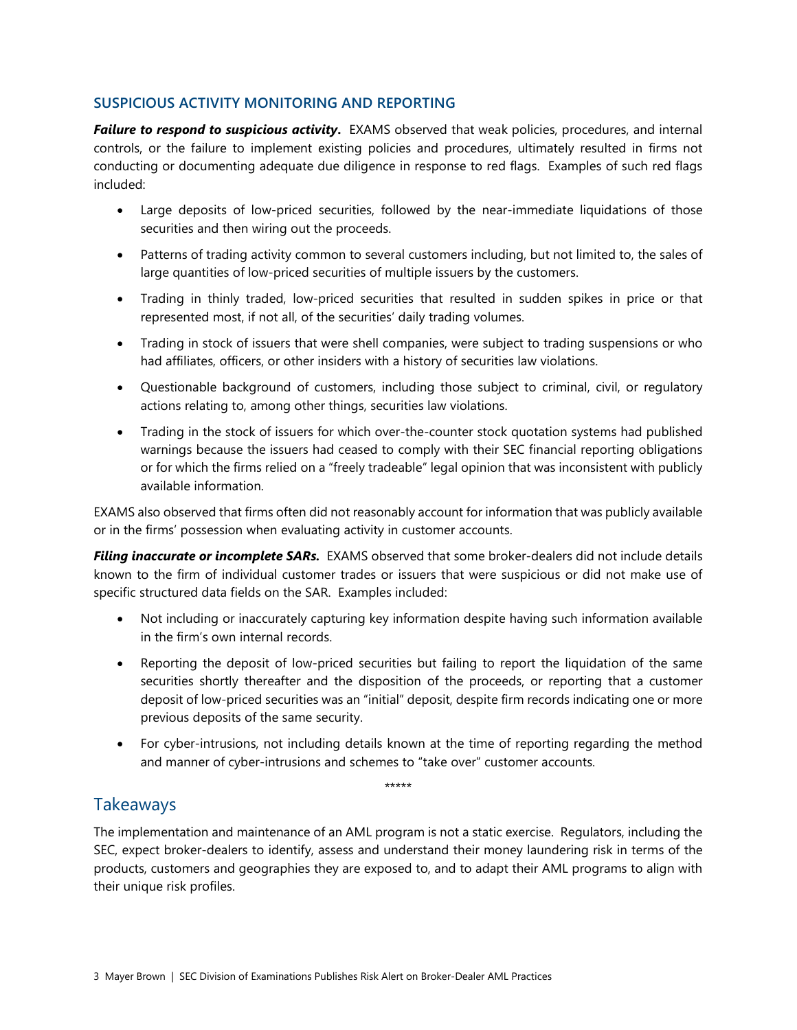### SUSPICIOUS ACTIVITY MONITORING AND REPORTING

***Failure to respond to suspicious activity.*** EXAMS observed that weak policies, procedures, and internal controls, or the failure to implement existing policies and procedures, ultimately resulted in firms not conducting or documenting adequate due diligence in response to red flags. Examples of such red flags included:

- Large deposits of low-priced securities, followed by the near-immediate liquidations of those securities and then wiring out the proceeds.
- Patterns of trading activity common to several customers including, but not limited to, the sales of large quantities of low-priced securities of multiple issuers by the customers.
- Trading in thinly traded, low-priced securities that resulted in sudden spikes in price or that represented most, if not all, of the securities' daily trading volumes.
- Trading in stock of issuers that were shell companies, were subject to trading suspensions or who had affiliates, officers, or other insiders with a history of securities law violations.
- Questionable background of customers, including those subject to criminal, civil, or regulatory actions relating to, among other things, securities law violations.
- Trading in the stock of issuers for which over-the-counter stock quotation systems had published warnings because the issuers had ceased to comply with their SEC financial reporting obligations or for which the firms relied on a "freely tradeable" legal opinion that was inconsistent with publicly available information.

EXAMS also observed that firms often did not reasonably account for information that was publicly available or in the firms' possession when evaluating activity in customer accounts.

***Filing inaccurate or incomplete SARs.*** EXAMS observed that some broker-dealers did not include details known to the firm of individual customer trades or issuers that were suspicious or did not make use of specific structured data fields on the SAR. Examples included:

- Not including or inaccurately capturing key information despite having such information available in the firm's own internal records.
- Reporting the deposit of low-priced securities but failing to report the liquidation of the same securities shortly thereafter and the disposition of the proceeds, or reporting that a customer deposit of low-priced securities was an "initial" deposit, despite firm records indicating one or more previous deposits of the same security.
- For cyber-intrusions, not including details known at the time of reporting regarding the method and manner of cyber-intrusions and schemes to "take over" customer accounts.

*****

## Takeaways

The implementation and maintenance of an AML program is not a static exercise. Regulators, including the SEC, expect broker-dealers to identify, assess and understand their money laundering risk in terms of the products, customers and geographies they are exposed to, and to adapt their AML programs to align with their unique risk profiles.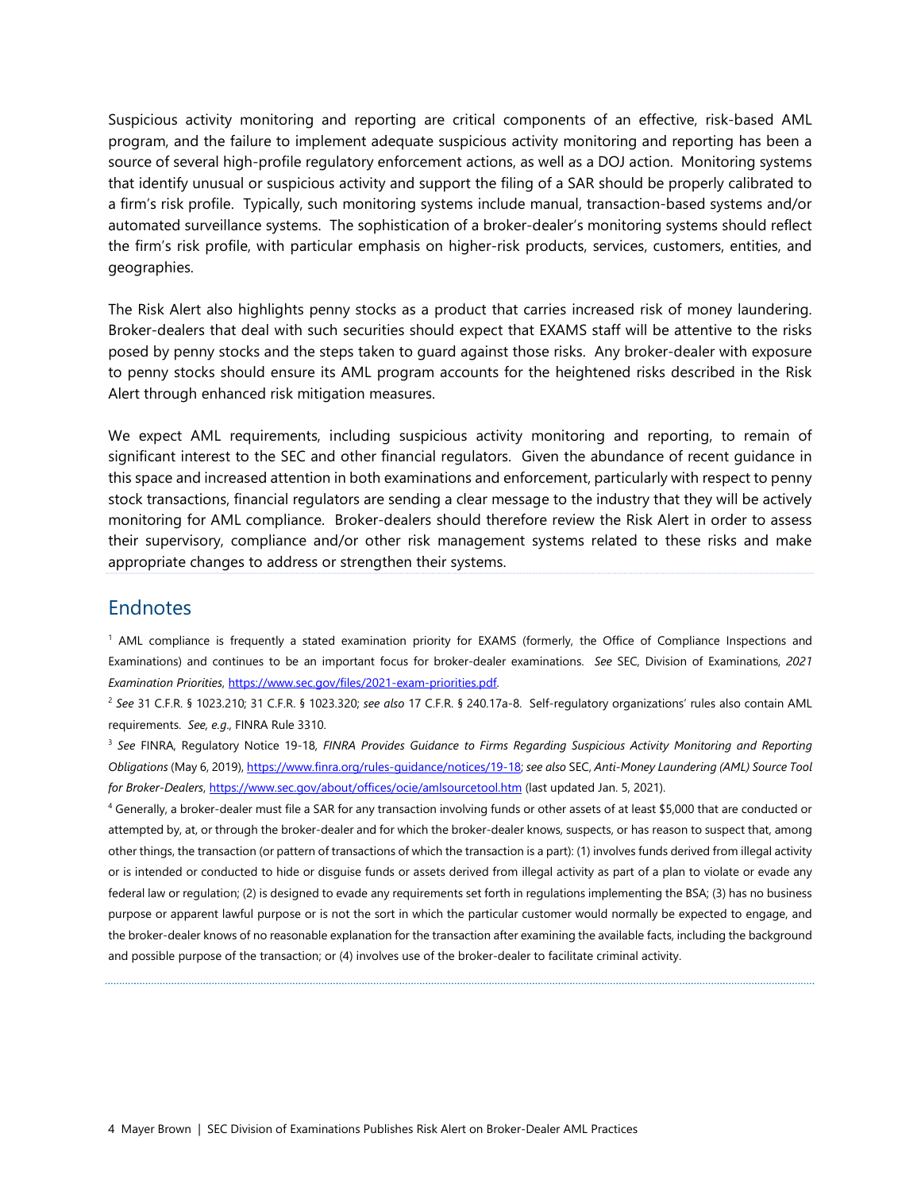Suspicious activity monitoring and reporting are critical components of an effective, risk-based AML program, and the failure to implement adequate suspicious activity monitoring and reporting has been a source of several high-profile regulatory enforcement actions, as well as a DOJ action. Monitoring systems that identify unusual or suspicious activity and support the filing of a SAR should be properly calibrated to a firm's risk profile. Typically, such monitoring systems include manual, transaction-based systems and/or automated surveillance systems. The sophistication of a broker-dealer's monitoring systems should reflect the firm's risk profile, with particular emphasis on higher-risk products, services, customers, entities, and geographies.

The Risk Alert also highlights penny stocks as a product that carries increased risk of money laundering. Broker-dealers that deal with such securities should expect that EXAMS staff will be attentive to the risks posed by penny stocks and the steps taken to guard against those risks. Any broker-dealer with exposure to penny stocks should ensure its AML program accounts for the heightened risks described in the Risk Alert through enhanced risk mitigation measures.

We expect AML requirements, including suspicious activity monitoring and reporting, to remain of significant interest to the SEC and other financial regulators. Given the abundance of recent guidance in this space and increased attention in both examinations and enforcement, particularly with respect to penny stock transactions, financial regulators are sending a clear message to the industry that they will be actively monitoring for AML compliance. Broker-dealers should therefore review the Risk Alert in order to assess their supervisory, compliance and/or other risk management systems related to these risks and make appropriate changes to address or strengthen their systems.

## Endnotes

[1] AML compliance is frequently a stated examination priority for EXAMS (formerly, the Office of Compliance Inspections and Examinations) and continues to be an important focus for broker-dealer examinations. *See* SEC, Division of Examinations, *2021 Examination Priorities*, https://www.sec.gov/files/2021-exam-priorities.pdf.

[2] *See* 31 C.F.R. § 1023.210; 31 C.F.R. § 1023.320; *see also* 17 C.F.R. § 240.17a-8. Self-regulatory organizations' rules also contain AML requirements. *See, e.g.*, FINRA Rule 3310.

[3] *See* FINRA, Regulatory Notice 19-18, *FINRA Provides Guidance to Firms Regarding Suspicious Activity Monitoring and Reporting Obligations* (May 6, 2019), https://www.finra.org/rules-guidance/notices/19-18; *see also* SEC, *Anti-Money Laundering (AML) Source Tool for Broker-Dealers*, https://www.sec.gov/about/offices/ocie/amlsourcetool.htm (last updated Jan. 5, 2021).

[4] Generally, a broker-dealer must file a SAR for any transaction involving funds or other assets of at least $5,000 that are conducted or attempted by, at, or through the broker-dealer and for which the broker-dealer knows, suspects, or has reason to suspect that, among other things, the transaction (or pattern of transactions of which the transaction is a part): (1) involves funds derived from illegal activity or is intended or conducted to hide or disguise funds or assets derived from illegal activity as part of a plan to violate or evade any federal law or regulation; (2) is designed to evade any requirements set forth in regulations implementing the BSA; (3) has no business purpose or apparent lawful purpose or is not the sort in which the particular customer would normally be expected to engage, and the broker-dealer knows of no reasonable explanation for the transaction after examining the available facts, including the background and possible purpose of the transaction; or (4) involves use of the broker-dealer to facilitate criminal activity.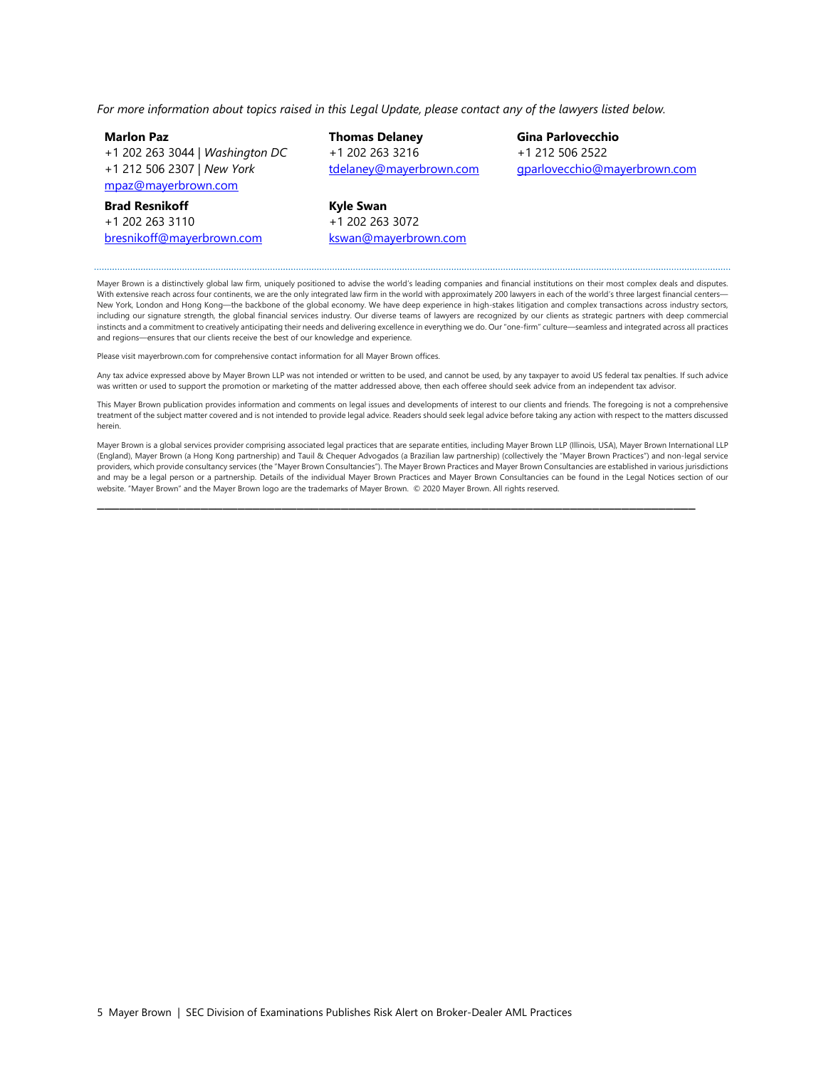*For more information about topics raised in this Legal Update, please contact any of the lawyers listed below.*

**Marlon Paz**
+1 202 263 3044 | *Washington DC*
+1 212 506 2307 | *New York*
mpaz@mayerbrown.com

**Brad Resnikoff**
+1 202 263 3110
bresnikoff@mayerbrown.com

**Thomas Delaney**
+1 202 263 3216
tdelaney@mayerbrown.com

**Kyle Swan**
+1 202 263 3072
kswan@mayerbrown.com

**Gina Parlovecchio**
+1 212 506 2522
gparlovecchio@mayerbrown.com

Mayer Brown is a distinctively global law firm, uniquely positioned to advise the world's leading companies and financial institutions on their most complex deals and disputes. With extensive reach across four continents, we are the only integrated law firm in the world with approximately 200 lawyers in each of the world's three largest financial centers—New York, London and Hong Kong—the backbone of the global economy. We have deep experience in high-stakes litigation and complex transactions across industry sectors, including our signature strength, the global financial services industry. Our diverse teams of lawyers are recognized by our clients as strategic partners with deep commercial instincts and a commitment to creatively anticipating their needs and delivering excellence in everything we do. Our "one-firm" culture—seamless and integrated across all practices and regions—ensures that our clients receive the best of our knowledge and experience.

Please visit mayerbrown.com for comprehensive contact information for all Mayer Brown offices.

Any tax advice expressed above by Mayer Brown LLP was not intended or written to be used, and cannot be used, by any taxpayer to avoid US federal tax penalties. If such advice was written or used to support the promotion or marketing of the matter addressed above, then each offeree should seek advice from an independent tax advisor.

This Mayer Brown publication provides information and comments on legal issues and developments of interest to our clients and friends. The foregoing is not a comprehensive treatment of the subject matter covered and is not intended to provide legal advice. Readers should seek legal advice before taking any action with respect to the matters discussed herein.

Mayer Brown is a global services provider comprising associated legal practices that are separate entities, including Mayer Brown LLP (Illinois, USA), Mayer Brown International LLP (England), Mayer Brown (a Hong Kong partnership) and Tauil & Chequer Advogados (a Brazilian law partnership) (collectively the "Mayer Brown Practices") and non-legal service providers, which provide consultancy services (the "Mayer Brown Consultancies"). The Mayer Brown Practices and Mayer Brown Consultancies are established in various jurisdictions and may be a legal person or a partnership. Details of the individual Mayer Brown Practices and Mayer Brown Consultancies can be found in the Legal Notices section of our website. "Mayer Brown" and the Mayer Brown logo are the trademarks of Mayer Brown. © 2020 Mayer Brown. All rights reserved.